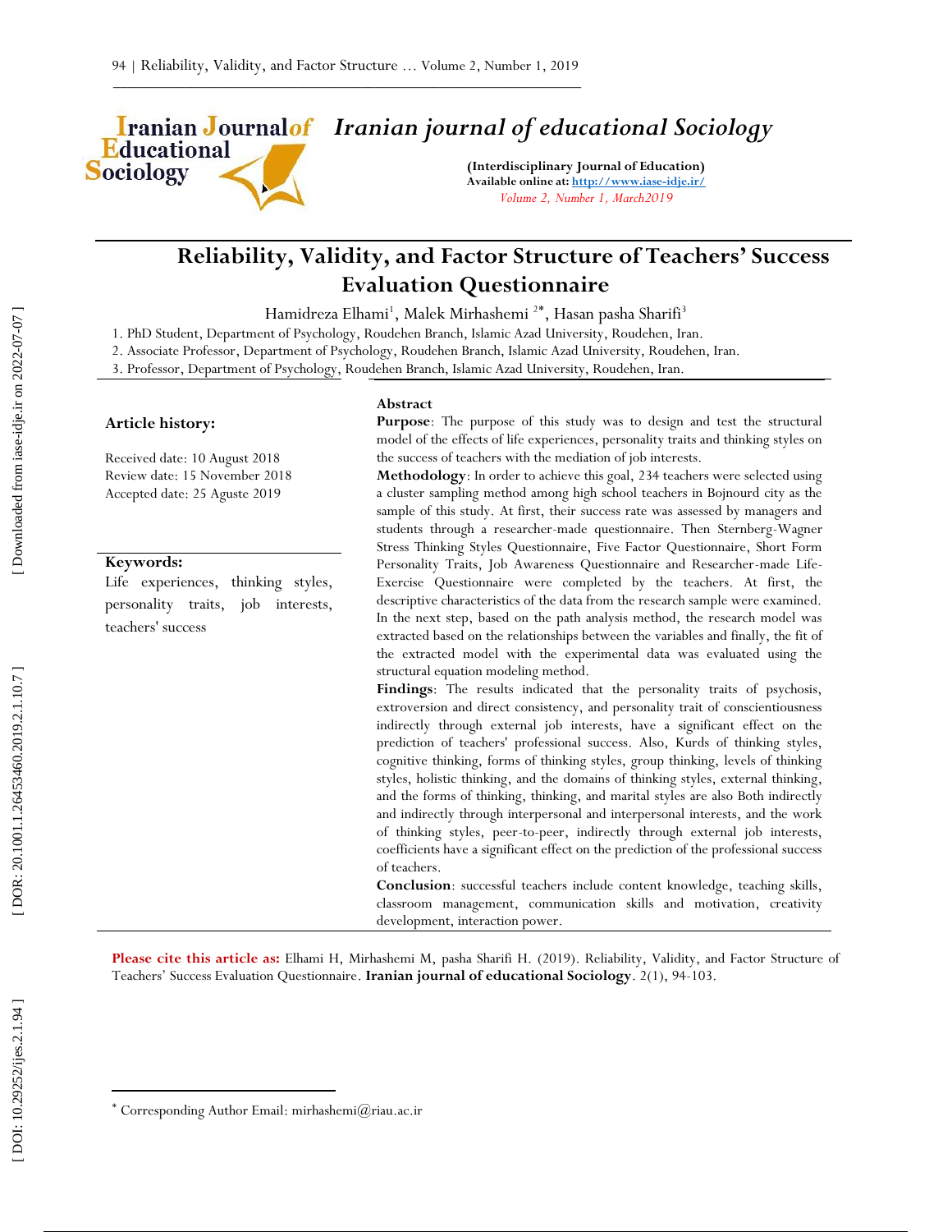# Iranian journal of educational Sociology

**(Interdisciplinary Journal of Education)**
**Available online at: http://www.iase-idje.ir/**
*Volume 2, Number 1, March2019*

# Reliability, Validity, and Factor Structure of Teachers' Success Evaluation Questionnaire

Hamidreza Elhami[1], Malek Mirhashemi [2*], Hasan pasha Sharifi[3]

1. PhD Student, Department of Psychology, Roudehen Branch, Islamic Azad University, Roudehen, Iran.
2. Associate Professor, Department of Psychology, Roudehen Branch, Islamic Azad University, Roudehen, Iran.
3. Professor, Department of Psychology, Roudehen Branch, Islamic Azad University, Roudehen, Iran.

**Article history:**

Received date: 10 August 2018
Review date: 15 November 2018
Accepted date: 25 Aguste 2019

**Keywords:**
Life experiences, thinking styles, personality traits, job interests, teachers' success

**Abstract**

**Purpose**: The purpose of this study was to design and test the structural model of the effects of life experiences, personality traits and thinking styles on the success of teachers with the mediation of job interests.

**Methodology**: In order to achieve this goal, 234 teachers were selected using a cluster sampling method among high school teachers in Bojnourd city as the sample of this study. At first, their success rate was assessed by managers and students through a researcher-made questionnaire. Then Sternberg-Wagner Stress Thinking Styles Questionnaire, Five Factor Questionnaire, Short Form Personality Traits, Job Awareness Questionnaire and Researcher-made Life-Exercise Questionnaire were completed by the teachers. At first, the descriptive characteristics of the data from the research sample were examined. In the next step, based on the path analysis method, the research model was extracted based on the relationships between the variables and finally, the fit of the extracted model with the experimental data was evaluated using the structural equation modeling method.

**Findings**: The results indicated that the personality traits of psychosis, extroversion and direct consistency, and personality trait of conscientiousness indirectly through external job interests, have a significant effect on the prediction of teachers' professional success. Also, Kurds of thinking styles, cognitive thinking, forms of thinking styles, group thinking, levels of thinking styles, holistic thinking, and the domains of thinking styles, external thinking, and the forms of thinking, thinking, and marital styles are also Both indirectly and indirectly through interpersonal and interpersonal interests, and the work of thinking styles, peer-to-peer, indirectly through external job interests, coefficients have a significant effect on the prediction of the professional success of teachers.

**Conclusion**: successful teachers include content knowledge, teaching skills, classroom management, communication skills and motivation, creativity development, interaction power.

**Please cite this article as:** Elhami H, Mirhashemi M, pasha Sharifi H. (2019). Reliability, Validity, and Factor Structure of Teachers' Success Evaluation Questionnaire. **Iranian journal of educational Sociology**. 2(1), 94-103.

[*] Corresponding Author Email: mirhashemi@riau.ac.ir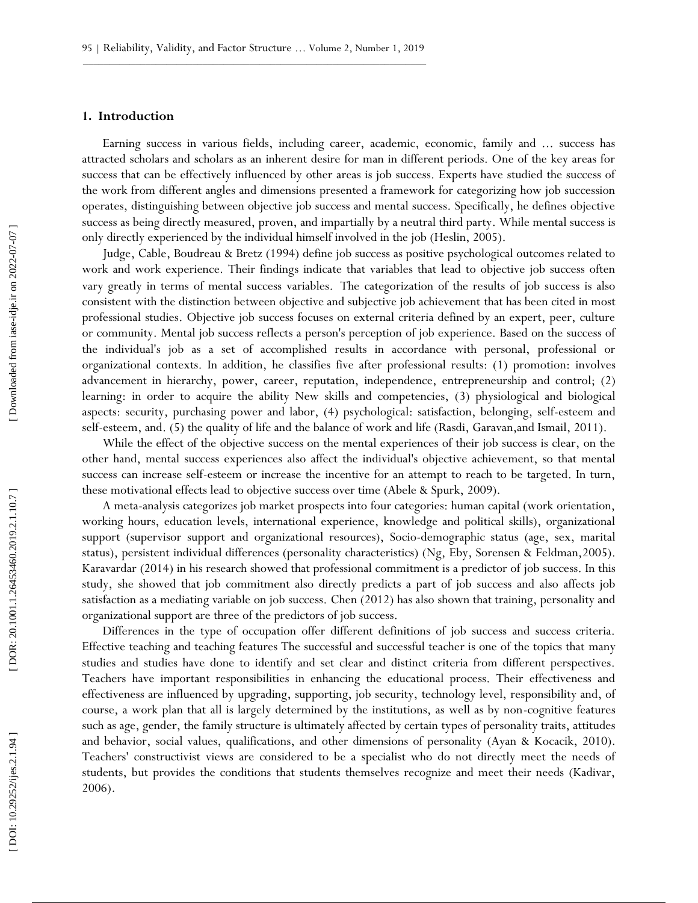## 1. Introduction

Earning success in various fields, including career, academic, economic, family and ... success has attracted scholars and scholars as an inherent desire for man in different periods. One of the key areas for success that can be effectively influenced by other areas is job success. Experts have studied the success of the work from different angles and dimensions presented a framework for categorizing how job succession operates, distinguishing between objective job success and mental success. Specifically, he defines objective success as being directly measured, proven, and impartially by a neutral third party. While mental success is only directly experienced by the individual himself involved in the job (Heslin, 2005).

Judge, Cable, Boudreau & Bretz (1994) define job success as positive psychological outcomes related to work and work experience. Their findings indicate that variables that lead to objective job success often vary greatly in terms of mental success variables. The categorization of the results of job success is also consistent with the distinction between objective and subjective job achievement that has been cited in most professional studies. Objective job success focuses on external criteria defined by an expert, peer, culture or community. Mental job success reflects a person's perception of job experience. Based on the success of the individual's job as a set of accomplished results in accordance with personal, professional or organizational contexts. In addition, he classifies five after professional results: (1) promotion: involves advancement in hierarchy, power, career, reputation, independence, entrepreneurship and control; (2) learning: in order to acquire the ability New skills and competencies, (3) physiological and biological aspects: security, purchasing power and labor, (4) psychological: satisfaction, belonging, self-esteem and self-esteem, and. (5) the quality of life and the balance of work and life (Rasdi, Garavan,and Ismail, 2011).

While the effect of the objective success on the mental experiences of their job success is clear, on the other hand, mental success experiences also affect the individual's objective achievement, so that mental success can increase self-esteem or increase the incentive for an attempt to reach to be targeted. In turn, these motivational effects lead to objective success over time (Abele & Spurk, 2009).

A meta-analysis categorizes job market prospects into four categories: human capital (work orientation, working hours, education levels, international experience, knowledge and political skills), organizational support (supervisor support and organizational resources), Socio-demographic status (age, sex, marital status), persistent individual differences (personality characteristics) (Ng, Eby, Sorensen & Feldman,2005). Karavardar (2014) in his research showed that professional commitment is a predictor of job success. In this study, she showed that job commitment also directly predicts a part of job success and also affects job satisfaction as a mediating variable on job success. Chen (2012) has also shown that training, personality and organizational support are three of the predictors of job success.

Differences in the type of occupation offer different definitions of job success and success criteria. Effective teaching and teaching features The successful and successful teacher is one of the topics that many studies and studies have done to identify and set clear and distinct criteria from different perspectives. Teachers have important responsibilities in enhancing the educational process. Their effectiveness and effectiveness are influenced by upgrading, supporting, job security, technology level, responsibility and, of course, a work plan that all is largely determined by the institutions, as well as by non-cognitive features such as age, gender, the family structure is ultimately affected by certain types of personality traits, attitudes and behavior, social values, qualifications, and other dimensions of personality (Ayan & Kocacik, 2010). Teachers' constructivist views are considered to be a specialist who do not directly meet the needs of students, but provides the conditions that students themselves recognize and meet their needs (Kadivar, 2006).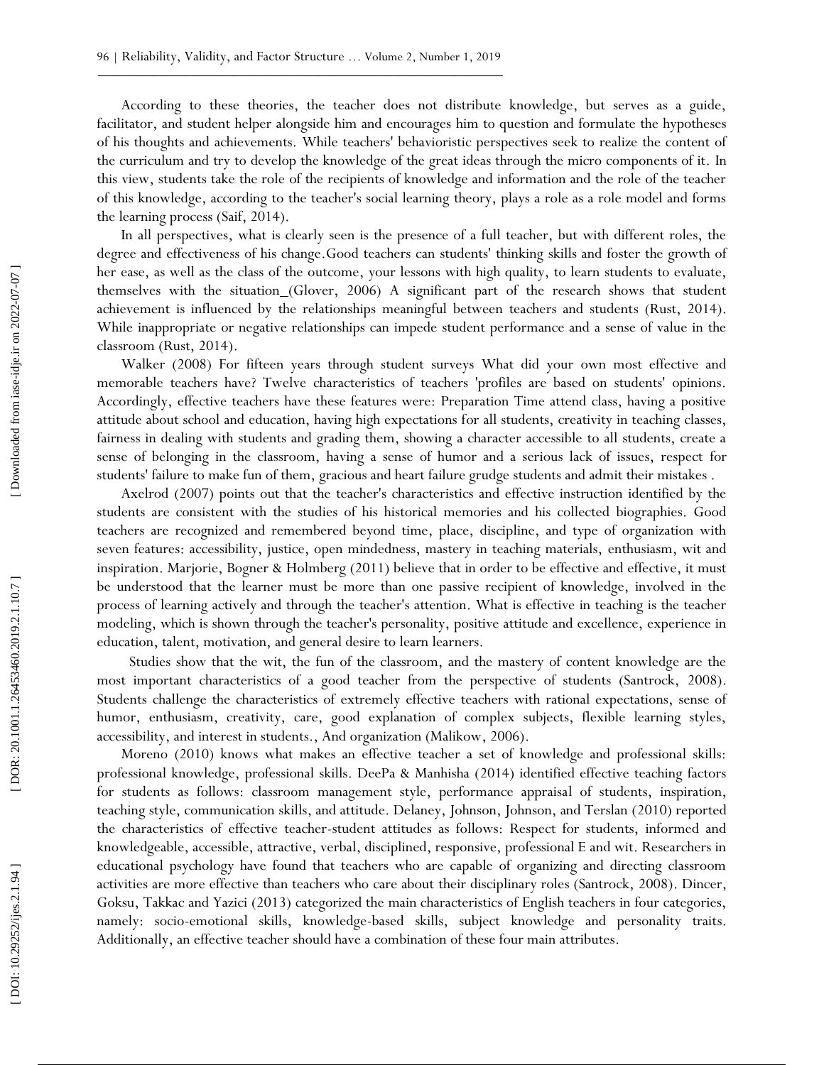According to these theories, the teacher does not distribute knowledge, but serves as a guide, facilitator, and student helper alongside him and encourages him to question and formulate the hypotheses of his thoughts and achievements. While teachers' behavioristic perspectives seek to realize the content of the curriculum and try to develop the knowledge of the great ideas through the micro components of it. In this view, students take the role of the recipients of knowledge and information and the role of the teacher of this knowledge, according to the teacher's social learning theory, plays a role as a role model and forms the learning process (Saif, 2014).

In all perspectives, what is clearly seen is the presence of a full teacher, but with different roles, the degree and effectiveness of his change.Good teachers can students' thinking skills and foster the growth of her ease, as well as the class of the outcome, your lessons with high quality, to learn students to evaluate, themselves with the situation_(Glover, 2006) A significant part of the research shows that student achievement is influenced by the relationships meaningful between teachers and students (Rust, 2014). While inappropriate or negative relationships can impede student performance and a sense of value in the classroom (Rust, 2014).

Walker (2008) For fifteen years through student surveys What did your own most effective and memorable teachers have? Twelve characteristics of teachers 'profiles are based on students' opinions. Accordingly, effective teachers have these features were: Preparation Time attend class, having a positive attitude about school and education, having high expectations for all students, creativity in teaching classes, fairness in dealing with students and grading them, showing a character accessible to all students, create a sense of belonging in the classroom, having a sense of humor and a serious lack of issues, respect for students' failure to make fun of them, gracious and heart failure grudge students and admit their mistakes .

Axelrod (2007) points out that the teacher's characteristics and effective instruction identified by the students are consistent with the studies of his historical memories and his collected biographies. Good teachers are recognized and remembered beyond time, place, discipline, and type of organization with seven features: accessibility, justice, open mindedness, mastery in teaching materials, enthusiasm, wit and inspiration. Marjorie, Bogner & Holmberg (2011) believe that in order to be effective and effective, it must be understood that the learner must be more than one passive recipient of knowledge, involved in the process of learning actively and through the teacher's attention. What is effective in teaching is the teacher modeling, which is shown through the teacher's personality, positive attitude and excellence, experience in education, talent, motivation, and general desire to learn learners.

Studies show that the wit, the fun of the classroom, and the mastery of content knowledge are the most important characteristics of a good teacher from the perspective of students (Santrock, 2008). Students challenge the characteristics of extremely effective teachers with rational expectations, sense of humor, enthusiasm, creativity, care, good explanation of complex subjects, flexible learning styles, accessibility, and interest in students., And organization (Malikow, 2006).

Moreno (2010) knows what makes an effective teacher a set of knowledge and professional skills: professional knowledge, professional skills. DeePa & Manhisha (2014) identified effective teaching factors for students as follows: classroom management style, performance appraisal of students, inspiration, teaching style, communication skills, and attitude. Delaney, Johnson, Johnson, and Terslan (2010) reported the characteristics of effective teacher-student attitudes as follows: Respect for students, informed and knowledgeable, accessible, attractive, verbal, disciplined, responsive, professional E and wit. Researchers in educational psychology have found that teachers who are capable of organizing and directing classroom activities are more effective than teachers who care about their disciplinary roles (Santrock, 2008). Dincer, Goksu, Takkac and Yazici (2013) categorized the main characteristics of English teachers in four categories, namely: socio-emotional skills, knowledge-based skills, subject knowledge and personality traits. Additionally, an effective teacher should have a combination of these four main attributes.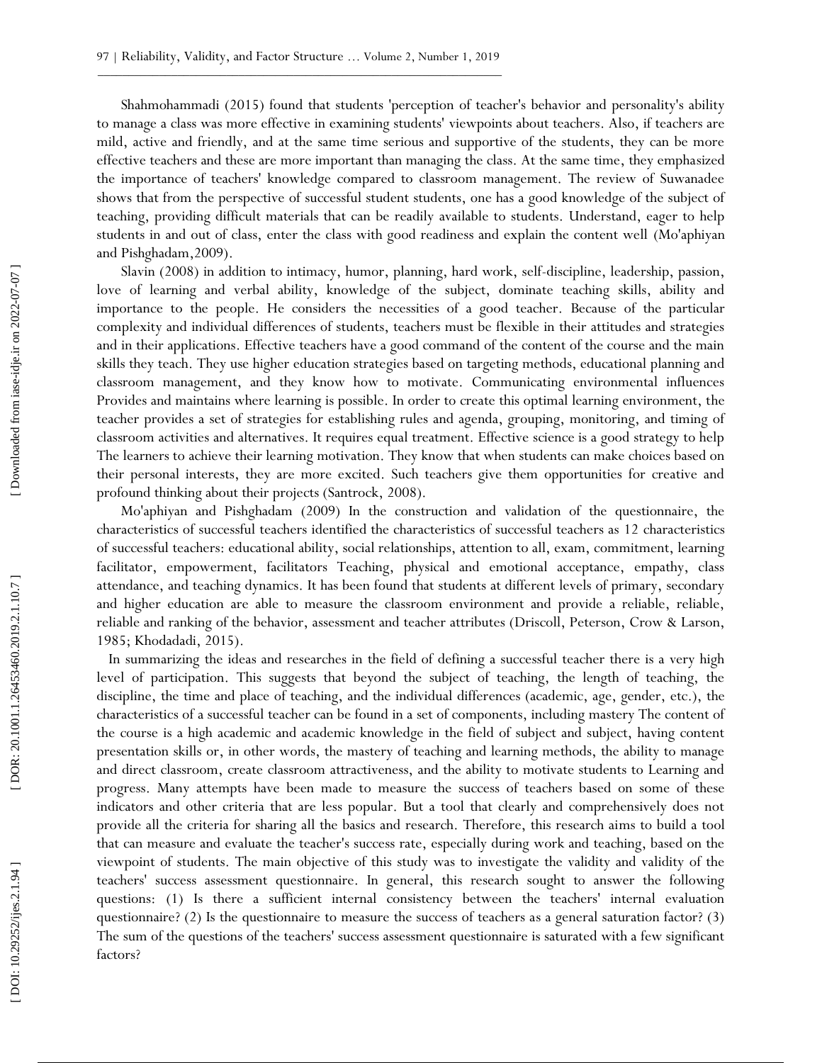Shahmohammadi (2015) found that students 'perception of teacher's behavior and personality's ability to manage a class was more effective in examining students' viewpoints about teachers. Also, if teachers are mild, active and friendly, and at the same time serious and supportive of the students, they can be more effective teachers and these are more important than managing the class. At the same time, they emphasized the importance of teachers' knowledge compared to classroom management. The review of Suwanadee shows that from the perspective of successful student students, one has a good knowledge of the subject of teaching, providing difficult materials that can be readily available to students. Understand, eager to help students in and out of class, enter the class with good readiness and explain the content well (Mo'aphiyan and Pishghadam,2009).

Slavin (2008) in addition to intimacy, humor, planning, hard work, self-discipline, leadership, passion, love of learning and verbal ability, knowledge of the subject, dominate teaching skills, ability and importance to the people. He considers the necessities of a good teacher. Because of the particular complexity and individual differences of students, teachers must be flexible in their attitudes and strategies and in their applications. Effective teachers have a good command of the content of the course and the main skills they teach. They use higher education strategies based on targeting methods, educational planning and classroom management, and they know how to motivate. Communicating environmental influences Provides and maintains where learning is possible. In order to create this optimal learning environment, the teacher provides a set of strategies for establishing rules and agenda, grouping, monitoring, and timing of classroom activities and alternatives. It requires equal treatment. Effective science is a good strategy to help The learners to achieve their learning motivation. They know that when students can make choices based on their personal interests, they are more excited. Such teachers give them opportunities for creative and profound thinking about their projects (Santrock, 2008).

Mo'aphiyan and Pishghadam (2009) In the construction and validation of the questionnaire, the characteristics of successful teachers identified the characteristics of successful teachers as 12 characteristics of successful teachers: educational ability, social relationships, attention to all, exam, commitment, learning facilitator, empowerment, facilitators Teaching, physical and emotional acceptance, empathy, class attendance, and teaching dynamics. It has been found that students at different levels of primary, secondary and higher education are able to measure the classroom environment and provide a reliable, reliable, reliable and ranking of the behavior, assessment and teacher attributes (Driscoll, Peterson, Crow & Larson, 1985; Khodadadi, 2015).

In summarizing the ideas and researches in the field of defining a successful teacher there is a very high level of participation. This suggests that beyond the subject of teaching, the length of teaching, the discipline, the time and place of teaching, and the individual differences (academic, age, gender, etc.), the characteristics of a successful teacher can be found in a set of components, including mastery The content of the course is a high academic and academic knowledge in the field of subject and subject, having content presentation skills or, in other words, the mastery of teaching and learning methods, the ability to manage and direct classroom, create classroom attractiveness, and the ability to motivate students to Learning and progress. Many attempts have been made to measure the success of teachers based on some of these indicators and other criteria that are less popular. But a tool that clearly and comprehensively does not provide all the criteria for sharing all the basics and research. Therefore, this research aims to build a tool that can measure and evaluate the teacher's success rate, especially during work and teaching, based on the viewpoint of students. The main objective of this study was to investigate the validity and validity of the teachers' success assessment questionnaire. In general, this research sought to answer the following questions: (1) Is there a sufficient internal consistency between the teachers' internal evaluation questionnaire? (2) Is the questionnaire to measure the success of teachers as a general saturation factor? (3) The sum of the questions of the teachers' success assessment questionnaire is saturated with a few significant factors?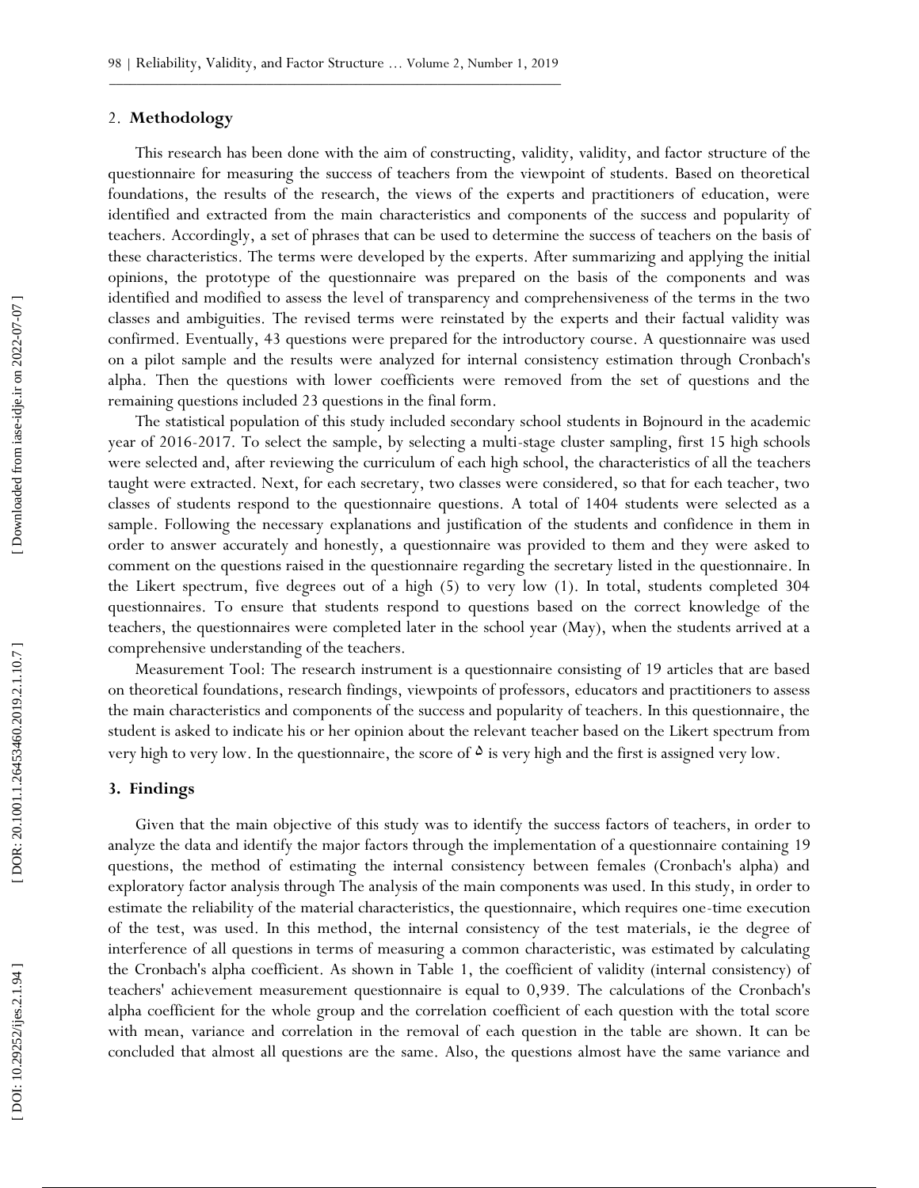## 2. Methodology

This research has been done with the aim of constructing, validity, validity, and factor structure of the questionnaire for measuring the success of teachers from the viewpoint of students. Based on theoretical foundations, the results of the research, the views of the experts and practitioners of education, were identified and extracted from the main characteristics and components of the success and popularity of teachers. Accordingly, a set of phrases that can be used to determine the success of teachers on the basis of these characteristics. The terms were developed by the experts. After summarizing and applying the initial opinions, the prototype of the questionnaire was prepared on the basis of the components and was identified and modified to assess the level of transparency and comprehensiveness of the terms in the two classes and ambiguities. The revised terms were reinstated by the experts and their factual validity was confirmed. Eventually, 43 questions were prepared for the introductory course. A questionnaire was used on a pilot sample and the results were analyzed for internal consistency estimation through Cronbach's alpha. Then the questions with lower coefficients were removed from the set of questions and the remaining questions included 23 questions in the final form.

The statistical population of this study included secondary school students in Bojnourd in the academic year of 2016-2017. To select the sample, by selecting a multi-stage cluster sampling, first 15 high schools were selected and, after reviewing the curriculum of each high school, the characteristics of all the teachers taught were extracted. Next, for each secretary, two classes were considered, so that for each teacher, two classes of students respond to the questionnaire questions. A total of 1404 students were selected as a sample. Following the necessary explanations and justification of the students and confidence in them in order to answer accurately and honestly, a questionnaire was provided to them and they were asked to comment on the questions raised in the questionnaire regarding the secretary listed in the questionnaire. In the Likert spectrum, five degrees out of a high (5) to very low (1). In total, students completed 304 questionnaires. To ensure that students respond to questions based on the correct knowledge of the teachers, the questionnaires were completed later in the school year (May), when the students arrived at a comprehensive understanding of the teachers.

Measurement Tool: The research instrument is a questionnaire consisting of 19 articles that are based on theoretical foundations, research findings, viewpoints of professors, educators and practitioners to assess the main characteristics and components of the success and popularity of teachers. In this questionnaire, the student is asked to indicate his or her opinion about the relevant teacher based on the Likert spectrum from very high to very low. In the questionnaire, the score of ۵ is very high and the first is assigned very low.

## 3. Findings

Given that the main objective of this study was to identify the success factors of teachers, in order to analyze the data and identify the major factors through the implementation of a questionnaire containing 19 questions, the method of estimating the internal consistency between females (Cronbach's alpha) and exploratory factor analysis through The analysis of the main components was used. In this study, in order to estimate the reliability of the material characteristics, the questionnaire, which requires one-time execution of the test, was used. In this method, the internal consistency of the test materials, ie the degree of interference of all questions in terms of measuring a common characteristic, was estimated by calculating the Cronbach's alpha coefficient. As shown in Table 1, the coefficient of validity (internal consistency) of teachers' achievement measurement questionnaire is equal to 0,939. The calculations of the Cronbach's alpha coefficient for the whole group and the correlation coefficient of each question with the total score with mean, variance and correlation in the removal of each question in the table are shown. It can be concluded that almost all questions are the same. Also, the questions almost have the same variance and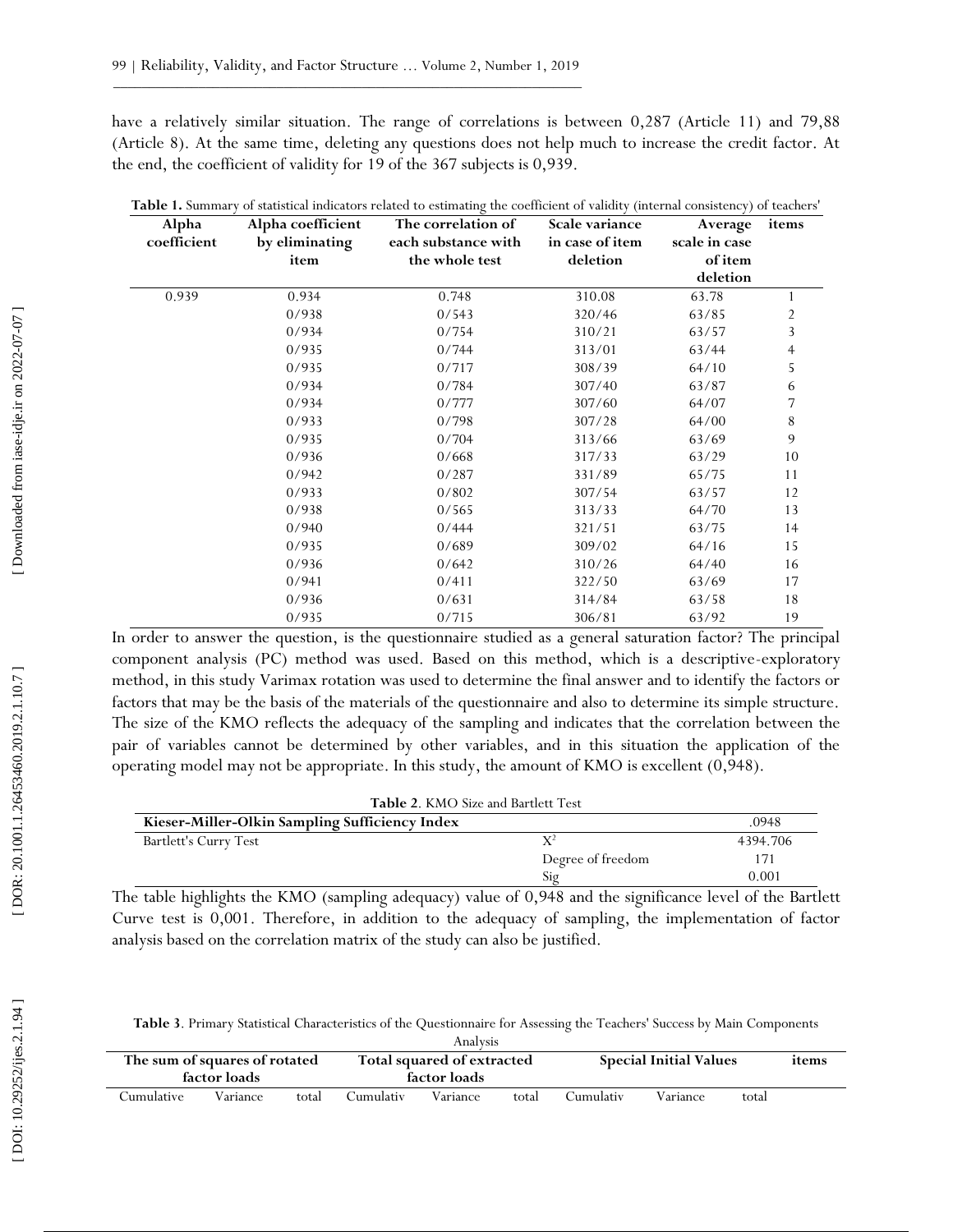have a relatively similar situation. The range of correlations is between 0,287 (Article 11) and 79,88 (Article 8). At the same time, deleting any questions does not help much to increase the credit factor. At the end, the coefficient of validity for 19 of the 367 subjects is 0,939.

**Table 1.** Summary of statistical indicators related to estimating the coefficient of validity (internal consistency) of teachers'

| Alpha coefficient | Alpha coefficient by eliminating item | The correlation of each substance with the whole test | Scale variance in case of item deletion | Average scale in case of item deletion | items |
|---|---|---|---|---|---|
| 0.939 | 0.934 | 0.748 | 310.08 | 63.78 | 1 |
| | 0/938 | 0/543 | 320/46 | 63/85 | 2 |
| | 0/934 | 0/754 | 310/21 | 63/57 | 3 |
| | 0/935 | 0/744 | 313/01 | 63/44 | 4 |
| | 0/935 | 0/717 | 308/39 | 64/10 | 5 |
| | 0/934 | 0/784 | 307/40 | 63/87 | 6 |
| | 0/934 | 0/777 | 307/60 | 64/07 | 7 |
| | 0/933 | 0/798 | 307/28 | 64/00 | 8 |
| | 0/935 | 0/704 | 313/66 | 63/69 | 9 |
| | 0/936 | 0/668 | 317/33 | 63/29 | 10 |
| | 0/942 | 0/287 | 331/89 | 65/75 | 11 |
| | 0/933 | 0/802 | 307/54 | 63/57 | 12 |
| | 0/938 | 0/565 | 313/33 | 64/70 | 13 |
| | 0/940 | 0/444 | 321/51 | 63/75 | 14 |
| | 0/935 | 0/689 | 309/02 | 64/16 | 15 |
| | 0/936 | 0/642 | 310/26 | 64/40 | 16 |
| | 0/941 | 0/411 | 322/50 | 63/69 | 17 |
| | 0/936 | 0/631 | 314/84 | 63/58 | 18 |
| | 0/935 | 0/715 | 306/81 | 63/92 | 19 |

In order to answer the question, is the questionnaire studied as a general saturation factor? The principal component analysis (PC) method was used. Based on this method, which is a descriptive-exploratory method, in this study Varimax rotation was used to determine the final answer and to identify the factors or factors that may be the basis of the materials of the questionnaire and also to determine its simple structure. The size of the KMO reflects the adequacy of the sampling and indicates that the correlation between the pair of variables cannot be determined by other variables, and in this situation the application of the operating model may not be appropriate. In this study, the amount of KMO is excellent (0,948).

**Table 2**. KMO Size and Bartlett Test

| Kieser-Miller-Olkin Sampling Sufficiency Index | | .0948 |
|---|---|---|
| Bartlett's Curry Test | $X^2$ | 4394.706 |
| | Degree of freedom | 171 |
| | Sig | 0.001 |

The table highlights the KMO (sampling adequacy) value of 0,948 and the significance level of the Bartlett Curve test is 0,001. Therefore, in addition to the adequacy of sampling, the implementation of factor analysis based on the correlation matrix of the study can also be justified.

**Table 3**. Primary Statistical Characteristics of the Questionnaire for Assessing the Teachers' Success by Main Components Analysis

| The sum of squares of rotated factor loads | | | Total squared of extracted factor loads | | | Special Initial Values | | | items |
|---|---|---|---|---|---|---|---|---|---|
| Cumulative | Variance | total | Cumulativ | Variance | total | Cumulativ | Variance | total | |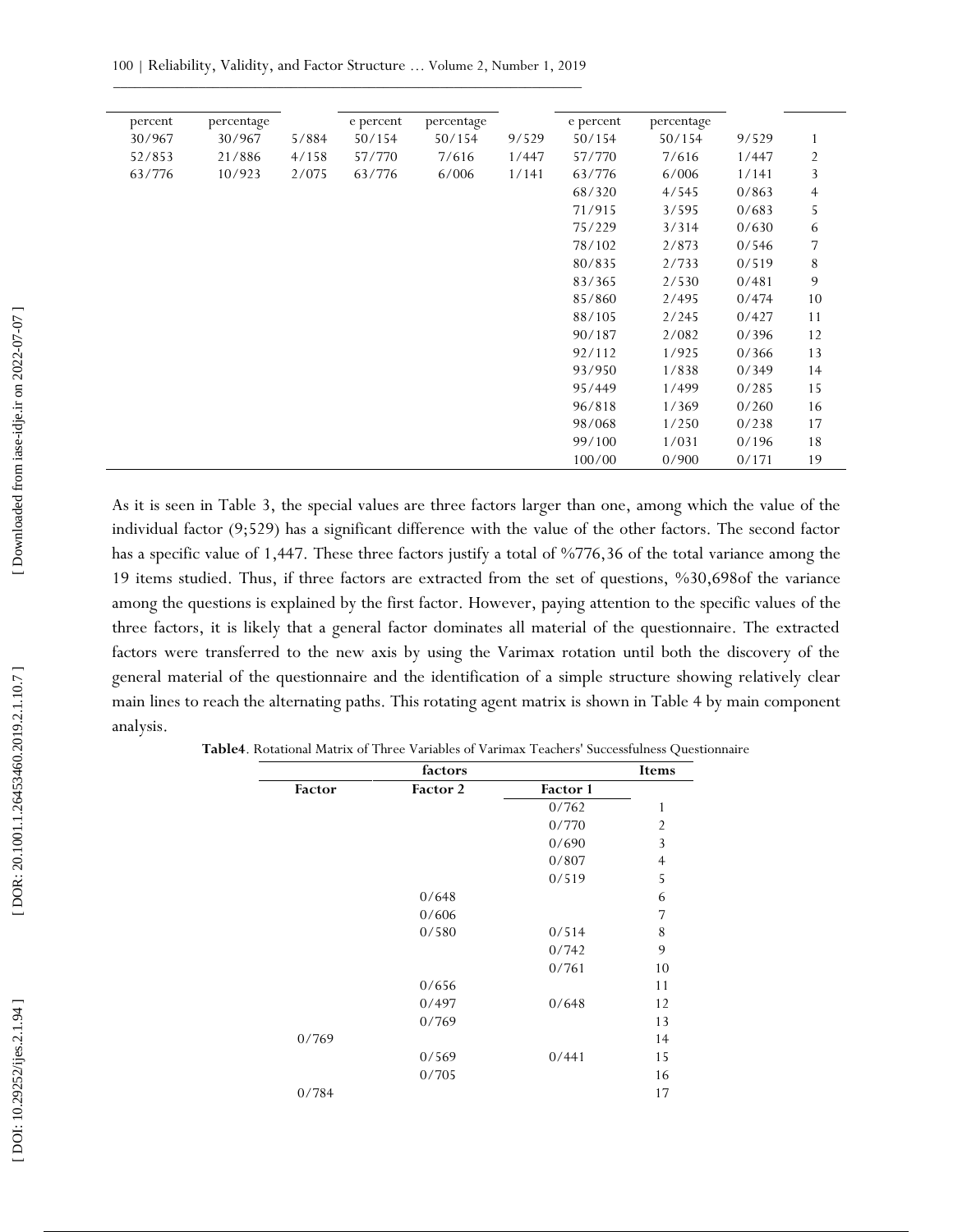| percent | percentage | | e percent | percentage | | e percent | percentage | | |
|---|---|---|---|---|---|---|---|---|---|
| 30/967 | 30/967 | 5/884 | 50/154 | 50/154 | 9/529 | 50/154 | 50/154 | 9/529 | 1 |
| 52/853 | 21/886 | 4/158 | 57/770 | 7/616 | 1/447 | 57/770 | 7/616 | 1/447 | 2 |
| 63/776 | 10/923 | 2/075 | 63/776 | 6/006 | 1/141 | 63/776 | 6/006 | 1/141 | 3 |
| | | | | | | 68/320 | 4/545 | 0/863 | 4 |
| | | | | | | 71/915 | 3/595 | 0/683 | 5 |
| | | | | | | 75/229 | 3/314 | 0/630 | 6 |
| | | | | | | 78/102 | 2/873 | 0/546 | 7 |
| | | | | | | 80/835 | 2/733 | 0/519 | 8 |
| | | | | | | 83/365 | 2/530 | 0/481 | 9 |
| | | | | | | 85/860 | 2/495 | 0/474 | 10 |
| | | | | | | 88/105 | 2/245 | 0/427 | 11 |
| | | | | | | 90/187 | 2/082 | 0/396 | 12 |
| | | | | | | 92/112 | 1/925 | 0/366 | 13 |
| | | | | | | 93/950 | 1/838 | 0/349 | 14 |
| | | | | | | 95/449 | 1/499 | 0/285 | 15 |
| | | | | | | 96/818 | 1/369 | 0/260 | 16 |
| | | | | | | 98/068 | 1/250 | 0/238 | 17 |
| | | | | | | 99/100 | 1/031 | 0/196 | 18 |
| | | | | | | 100/00 | 0/900 | 0/171 | 19 |

As it is seen in Table 3, the special values are three factors larger than one, among which the value of the individual factor (9;529) has a significant difference with the value of the other factors. The second factor has a specific value of 1,447. These three factors justify a total of %776,36 of the total variance among the 19 items studied. Thus, if three factors are extracted from the set of questions, %30,698of the variance among the questions is explained by the first factor. However, paying attention to the specific values of the three factors, it is likely that a general factor dominates all material of the questionnaire. The extracted factors were transferred to the new axis by using the Varimax rotation until both the discovery of the general material of the questionnaire and the identification of a simple structure showing relatively clear main lines to reach the alternating paths. This rotating agent matrix is shown in Table 4 by main component analysis.

**Table4**. Rotational Matrix of Three Variables of Varimax Teachers' Successfulness Questionnaire

| factors | | | Items |
|---|---|---|---|
| Factor | Factor 2 | Factor 1 | |
| | | 0/762 | 1 |
| | | 0/770 | 2 |
| | | 0/690 | 3 |
| | | 0/807 | 4 |
| | | 0/519 | 5 |
| | 0/648 | | 6 |
| | 0/606 | | 7 |
| | 0/580 | 0/514 | 8 |
| | | 0/742 | 9 |
| | | 0/761 | 10 |
| | 0/656 | | 11 |
| | 0/497 | 0/648 | 12 |
| | 0/769 | | 13 |
| 0/769 | | | 14 |
| | 0/569 | 0/441 | 15 |
| | 0/705 | | 16 |
| 0/784 | | | 17 |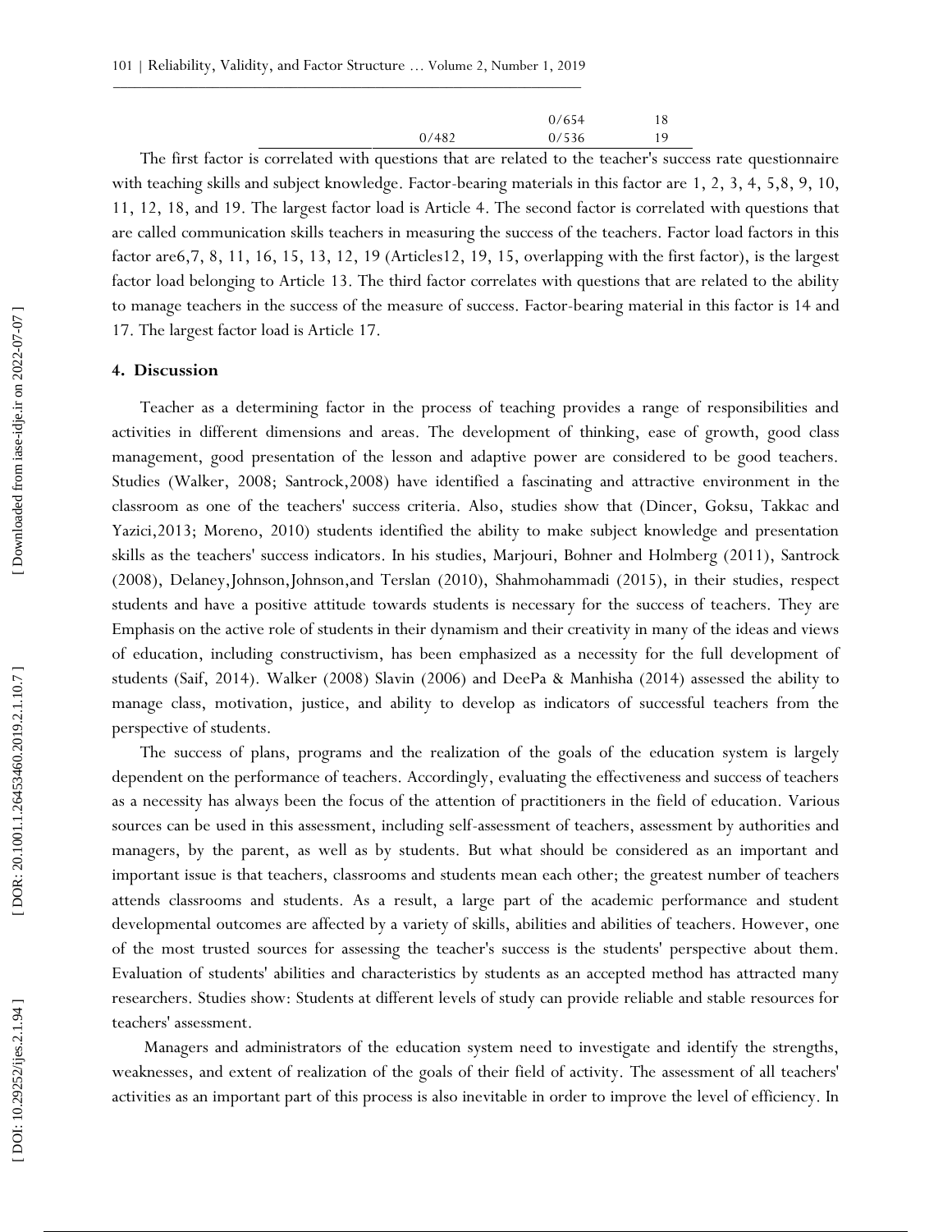|  |  |  |  |
| --- | --- | --- | --- |
|  |  | 0/654 | 18 |
|  | 0/482 | 0/536 | 19 |

The first factor is correlated with questions that are related to the teacher's success rate questionnaire with teaching skills and subject knowledge. Factor-bearing materials in this factor are 1, 2, 3, 4, 5,8, 9, 10, 11, 12, 18, and 19. The largest factor load is Article 4. The second factor is correlated with questions that are called communication skills teachers in measuring the success of the teachers. Factor load factors in this factor are6,7, 8, 11, 16, 15, 13, 12, 19 (Articles12, 19, 15, overlapping with the first factor), is the largest factor load belonging to Article 13. The third factor correlates with questions that are related to the ability to manage teachers in the success of the measure of success. Factor-bearing material in this factor is 14 and 17. The largest factor load is Article 17.

## 4. Discussion

Teacher as a determining factor in the process of teaching provides a range of responsibilities and activities in different dimensions and areas. The development of thinking, ease of growth, good class management, good presentation of the lesson and adaptive power are considered to be good teachers. Studies (Walker, 2008; Santrock,2008) have identified a fascinating and attractive environment in the classroom as one of the teachers' success criteria. Also, studies show that (Dincer, Goksu, Takkac and Yazici,2013; Moreno, 2010) students identified the ability to make subject knowledge and presentation skills as the teachers' success indicators. In his studies, Marjouri, Bohner and Holmberg (2011), Santrock (2008), Delaney,Johnson,Johnson,and Terslan (2010), Shahmohammadi (2015), in their studies, respect students and have a positive attitude towards students is necessary for the success of teachers. They are Emphasis on the active role of students in their dynamism and their creativity in many of the ideas and views of education, including constructivism, has been emphasized as a necessity for the full development of students (Saif, 2014). Walker (2008) Slavin (2006) and DeePa & Manhisha (2014) assessed the ability to manage class, motivation, justice, and ability to develop as indicators of successful teachers from the perspective of students.

The success of plans, programs and the realization of the goals of the education system is largely dependent on the performance of teachers. Accordingly, evaluating the effectiveness and success of teachers as a necessity has always been the focus of the attention of practitioners in the field of education. Various sources can be used in this assessment, including self-assessment of teachers, assessment by authorities and managers, by the parent, as well as by students. But what should be considered as an important and important issue is that teachers, classrooms and students mean each other; the greatest number of teachers attends classrooms and students. As a result, a large part of the academic performance and student developmental outcomes are affected by a variety of skills, abilities and abilities of teachers. However, one of the most trusted sources for assessing the teacher's success is the students' perspective about them. Evaluation of students' abilities and characteristics by students as an accepted method has attracted many researchers. Studies show: Students at different levels of study can provide reliable and stable resources for teachers' assessment.

Managers and administrators of the education system need to investigate and identify the strengths, weaknesses, and extent of realization of the goals of their field of activity. The assessment of all teachers' activities as an important part of this process is also inevitable in order to improve the level of efficiency. In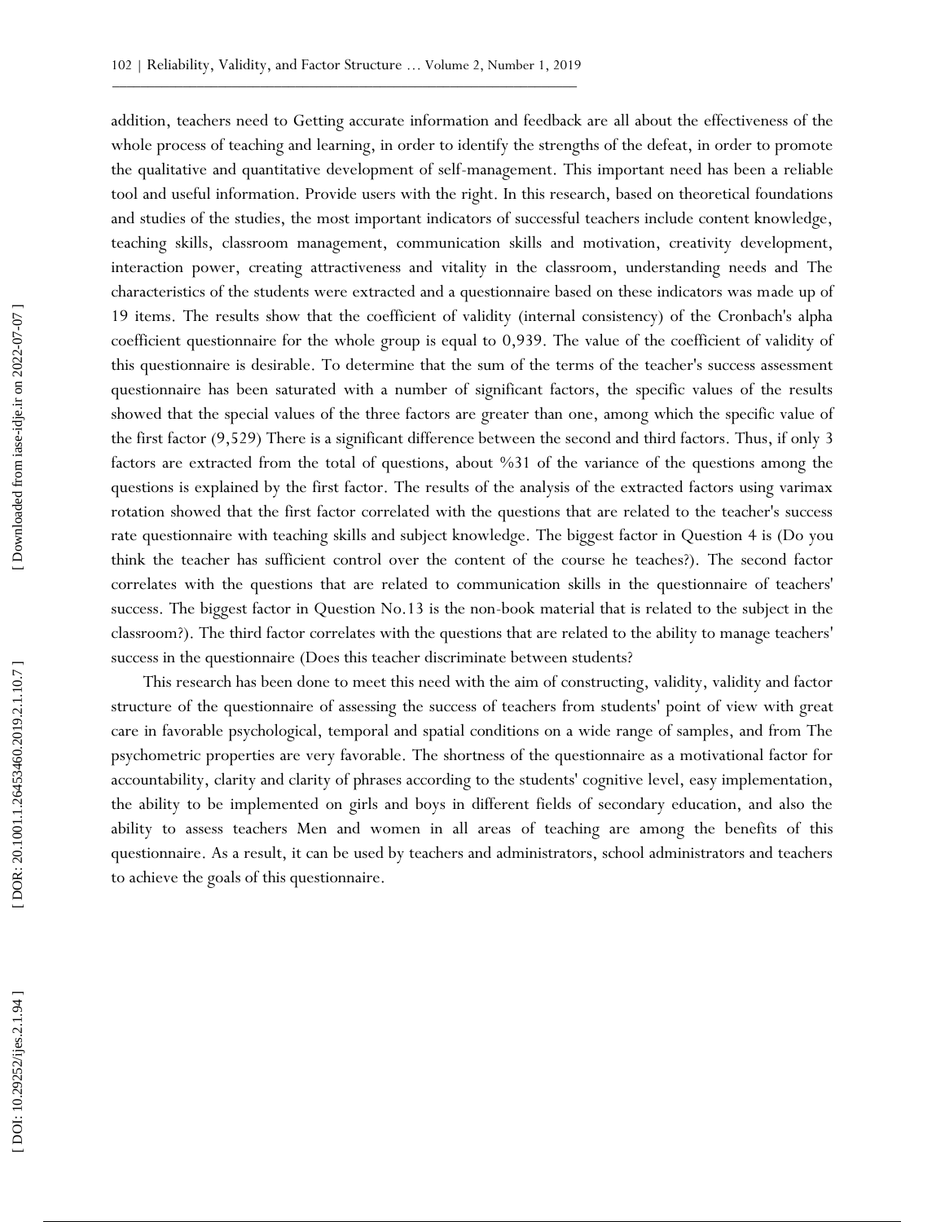addition, teachers need to Getting accurate information and feedback are all about the effectiveness of the whole process of teaching and learning, in order to identify the strengths of the defeat, in order to promote the qualitative and quantitative development of self-management. This important need has been a reliable tool and useful information. Provide users with the right. In this research, based on theoretical foundations and studies of the studies, the most important indicators of successful teachers include content knowledge, teaching skills, classroom management, communication skills and motivation, creativity development, interaction power, creating attractiveness and vitality in the classroom, understanding needs and The characteristics of the students were extracted and a questionnaire based on these indicators was made up of 19 items. The results show that the coefficient of validity (internal consistency) of the Cronbach's alpha coefficient questionnaire for the whole group is equal to 0,939. The value of the coefficient of validity of this questionnaire is desirable. To determine that the sum of the terms of the teacher's success assessment questionnaire has been saturated with a number of significant factors, the specific values of the results showed that the special values of the three factors are greater than one, among which the specific value of the first factor (9,529) There is a significant difference between the second and third factors. Thus, if only 3 factors are extracted from the total of questions, about %31 of the variance of the questions among the questions is explained by the first factor. The results of the analysis of the extracted factors using varimax rotation showed that the first factor correlated with the questions that are related to the teacher's success rate questionnaire with teaching skills and subject knowledge. The biggest factor in Question 4 is (Do you think the teacher has sufficient control over the content of the course he teaches?). The second factor correlates with the questions that are related to communication skills in the questionnaire of teachers' success. The biggest factor in Question No.13 is the non-book material that is related to the subject in the classroom?). The third factor correlates with the questions that are related to the ability to manage teachers' success in the questionnaire (Does this teacher discriminate between students?

This research has been done to meet this need with the aim of constructing, validity, validity and factor structure of the questionnaire of assessing the success of teachers from students' point of view with great care in favorable psychological, temporal and spatial conditions on a wide range of samples, and from The psychometric properties are very favorable. The shortness of the questionnaire as a motivational factor for accountability, clarity and clarity of phrases according to the students' cognitive level, easy implementation, the ability to be implemented on girls and boys in different fields of secondary education, and also the ability to assess teachers Men and women in all areas of teaching are among the benefits of this questionnaire. As a result, it can be used by teachers and administrators, school administrators and teachers to achieve the goals of this questionnaire.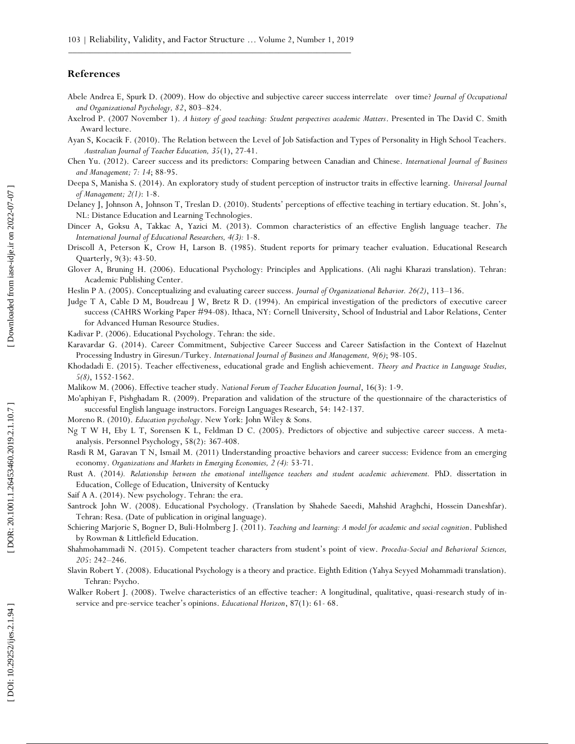## References

Abele Andrea E, Spurk D. (2009). How do objective and subjective career success interrelate over time? *Journal of Occupational and Organizational Psychology, 82*, 803–824.

Axelrod P. (2007 November 1). *A history of good teaching: Student perspectives academic Matters*. Presented in The David C. Smith Award lecture.

Ayan S, Kocacik F. (2010). The Relation between the Level of Job Satisfaction and Types of Personality in High School Teachers. *Australian Journal of Teacher Education, 35*(1), 27-41.

Chen Yu. (2012). Career success and its predictors: Comparing between Canadian and Chinese. *International Journal of Business and Management; 7: 14*; 88-95.

Deepa S, Manisha S. (2014). An exploratory study of student perception of instructor traits in effective learning. *Universal Journal of Management; 2(1)*: 1-8.

Delaney J, Johnson A, Johnson T, Treslan D. (2010). Students' perceptions of effective teaching in tertiary education. St. John's, NL: Distance Education and Learning Technologies.

Dincer A, Goksu A, Takkac A, Yazici M. (2013). Common characteristics of an effective English language teacher. *The International Journal of Educational Researchers, 4(3):* 1-8.

Driscoll A, Peterson K, Crow H, Larson B. (1985). Student reports for primary teacher evaluation. Educational Research Quarterly, 9(3): 43-50.

Glover A, Bruning H. (2006). Educational Psychology: Principles and Applications. (Ali naghi Kharazi translation). Tehran: Academic Publishing Center.

Heslin P A. (2005). Conceptualizing and evaluating career success. *Journal of Organizational Behavior. 26(2)*, 113–136.

Judge T A, Cable D M, Boudreau J W, Bretz R D. (1994). An empirical investigation of the predictors of executive career success (CAHRS Working Paper #94-08). Ithaca, NY: Cornell University, School of Industrial and Labor Relations, Center for Advanced Human Resource Studies.

Kadivar P. (2006). Educational Psychology. Tehran: the side.

Karavardar G. (2014). Career Commitment, Subjective Career Success and Career Satisfaction in the Context of Hazelnut Processing Industry in Giresun/Turkey. *International Journal of Business and Management, 9(6)*; 98-105.

Khodadadi E. (2015). Teacher effectiveness, educational grade and English achievement. *Theory and Practice in Language Studies, 5(8)*, 1552-1562.

Malikow M. (2006). Effective teacher study. *National Forum of Teacher Education Journal*, 16(3): 1-9.

Mo'aphiyan F, Pishghadam R. (2009). Preparation and validation of the structure of the questionnaire of the characteristics of successful English language instructors. Foreign Languages Research, 54: 142-137.

Moreno R. (2010). *Education psychology*. New York: John Wiley & Sons.

Ng T W H, Eby L T, Sorensen K L, Feldman D C. (2005). Predictors of objective and subjective career success. A meta-analysis. Personnel Psychology, 58(2): 367-408.

Rasdi R M, Garavan T N, Ismail M. (2011) Understanding proactive behaviors and career success: Evidence from an emerging economy. *Organizations and Markets in Emerging Economies, 2 (4):* 53-71.

Rust A. (2014*). Relationship between the emotional intelligence teachers and student academic achievement.* PhD. dissertation in Education, College of Education, University of Kentucky

Saif A A. (2014). New psychology. Tehran: the era.

Santrock John W. (2008). Educational Psychology. (Translation by Shahede Saeedi, Mahshid Araghchi, Hossein Daneshfar). Tehran: Resa. (Date of publication in original language).

Schiering Marjorie S, Bogner D, Buli-Holmberg J. (2011). *Teaching and learning: A model for academic and social cognition*. Published by Rowman & Littlefield Education.

Shahmohammadi N. (2015). Competent teacher characters from student's point of view. *Procedia-Social and Behavioral Sciences, 205*: 242–246.

Slavin Robert Y. (2008). Educational Psychology is a theory and practice. Eighth Edition (Yahya Seyyed Mohammadi translation). Tehran: Psycho.

Walker Robert J. (2008). Twelve characteristics of an effective teacher: A longitudinal, qualitative, quasi-research study of in-service and pre-service teacher's opinions. *Educational Horizon*, 87(1): 61- 68.